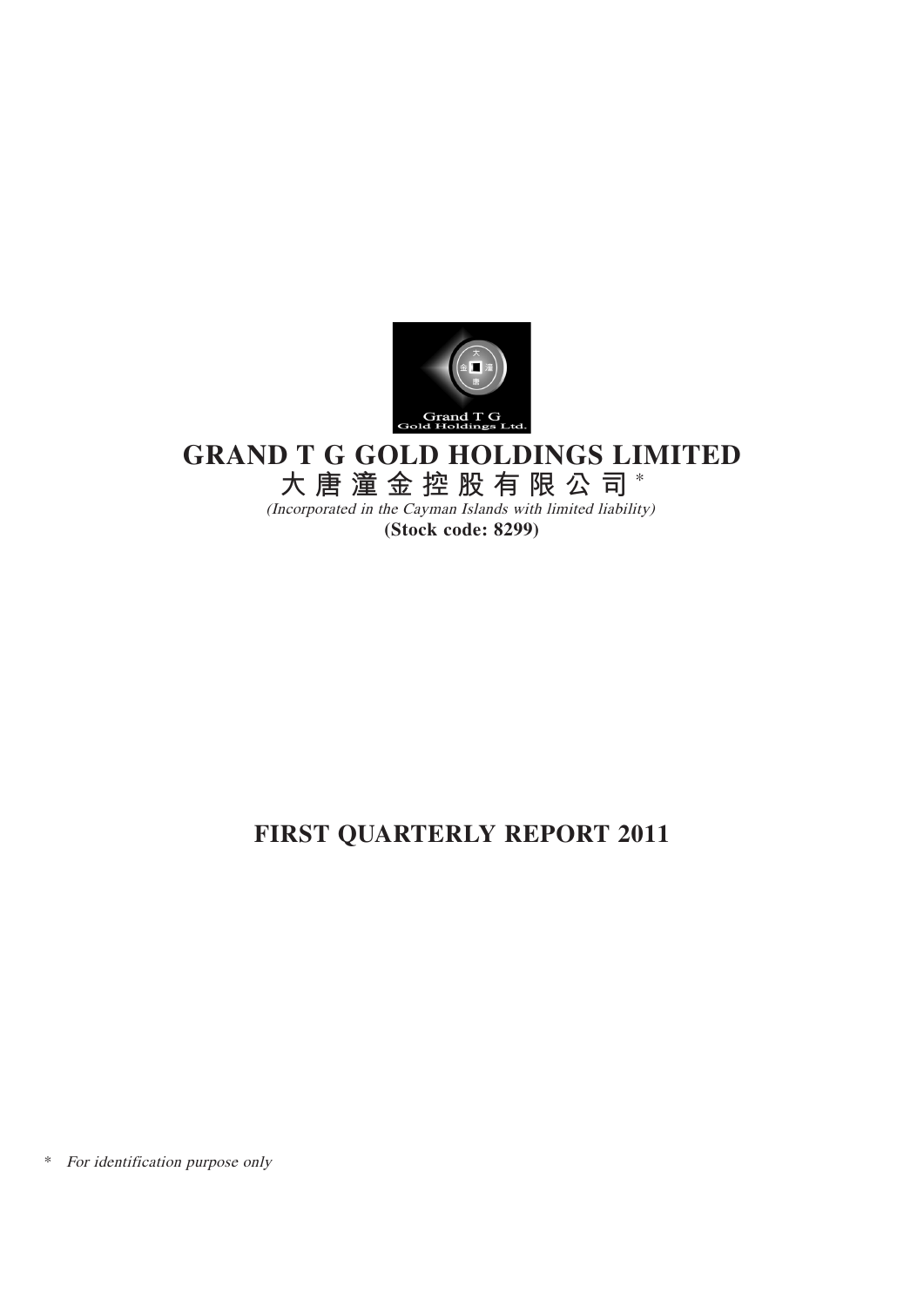Grand T G
Gold Holdings Ltd.

# GRAND T G GOLD HOLDINGS LIMITED

# 大唐潼金控股有限公司*

*(Incorporated in the Cayman Islands with limited liability)*

**(Stock code: 8299)**

# FIRST QUARTERLY REPORT 2011

\* *For identification purpose only*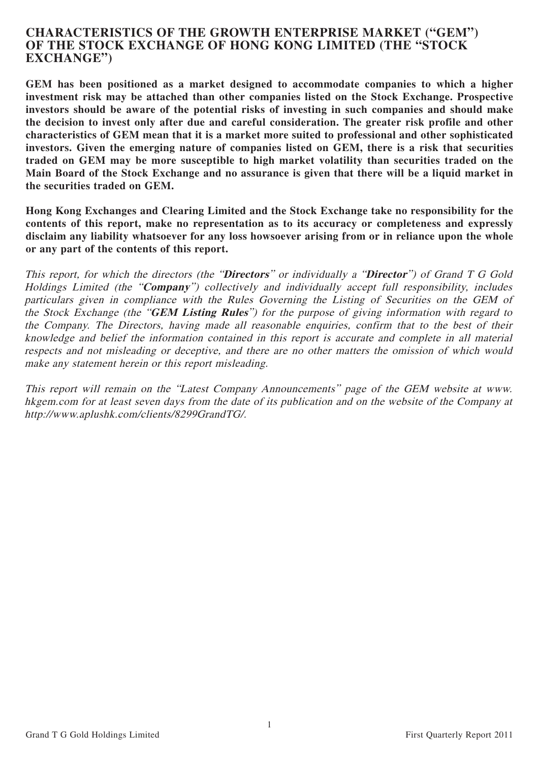# CHARACTERISTICS OF THE GROWTH ENTERPRISE MARKET ("GEM") OF THE STOCK EXCHANGE OF HONG KONG LIMITED (THE "STOCK EXCHANGE")

**GEM has been positioned as a market designed to accommodate companies to which a higher investment risk may be attached than other companies listed on the Stock Exchange. Prospective investors should be aware of the potential risks of investing in such companies and should make the decision to invest only after due and careful consideration. The greater risk profile and other characteristics of GEM mean that it is a market more suited to professional and other sophisticated investors. Given the emerging nature of companies listed on GEM, there is a risk that securities traded on GEM may be more susceptible to high market volatility than securities traded on the Main Board of the Stock Exchange and no assurance is given that there will be a liquid market in the securities traded on GEM.**

**Hong Kong Exchanges and Clearing Limited and the Stock Exchange take no responsibility for the contents of this report, make no representation as to its accuracy or completeness and expressly disclaim any liability whatsoever for any loss howsoever arising from or in reliance upon the whole or any part of the contents of this report.**

*This report, for which the directors (the "**Directors**" or individually a "**Director**") of Grand T G Gold Holdings Limited (the "**Company**") collectively and individually accept full responsibility, includes particulars given in compliance with the Rules Governing the Listing of Securities on the GEM of the Stock Exchange (the "**GEM Listing Rules**") for the purpose of giving information with regard to the Company. The Directors, having made all reasonable enquiries, confirm that to the best of their knowledge and belief the information contained in this report is accurate and complete in all material respects and not misleading or deceptive, and there are no other matters the omission of which would make any statement herein or this report misleading.*

*This report will remain on the "Latest Company Announcements" page of the GEM website at www.hkgem.com for at least seven days from the date of its publication and on the website of the Company at http://www.aplushk.com/clients/8299GrandTG/.*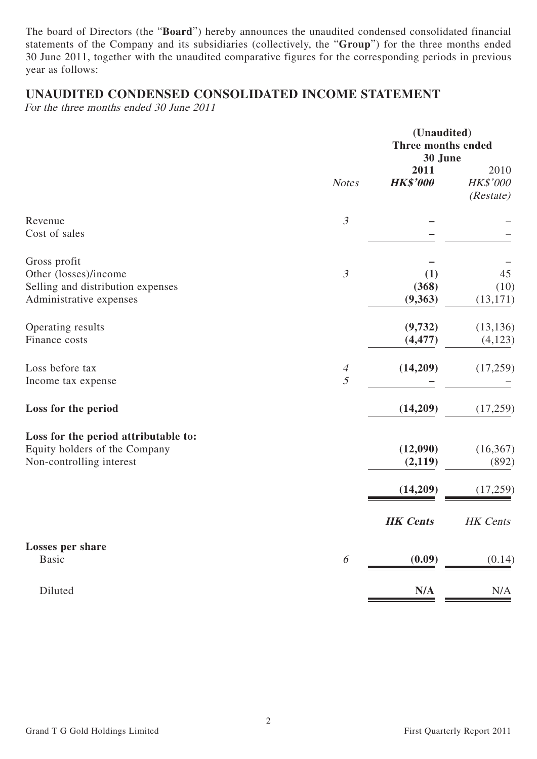The board of Directors (the "**Board**") hereby announces the unaudited condensed consolidated financial statements of the Company and its subsidiaries (collectively, the "**Group**") for the three months ended 30 June 2011, together with the unaudited comparative figures for the corresponding periods in previous year as follows:

## UNAUDITED CONDENSED CONSOLIDATED INCOME STATEMENT

*For the three months ended 30 June 2011*

| | | (Unaudited) Three months ended 30 June | |
|---|---|---|---|
| | *Notes* | **2011** **HK$'000** | 2010 HK$'000 (Restate) |
| Revenue | 3 | **–** | – |
| Cost of sales | | **–** | – |
| Gross profit | | **–** | – |
| Other (losses)/income | 3 | **(1)** | 45 |
| Selling and distribution expenses | | **(368)** | (10) |
| Administrative expenses | | **(9,363)** | (13,171) |
| Operating results | | **(9,732)** | (13,136) |
| Finance costs | | **(4,477)** | (4,123) |
| Loss before tax | 4 | **(14,209)** | (17,259) |
| Income tax expense | 5 | **–** | – |
| **Loss for the period** | | **(14,209)** | (17,259) |
| **Loss for the period attributable to:** | | | |
| Equity holders of the Company | | **(12,090)** | (16,367) |
| Non-controlling interest | | **(2,119)** | (892) |
| | | **(14,209)** | (17,259) |
| | | ***HK Cents*** | *HK Cents* |
| **Losses per share** | | | |
| Basic | 6 | **(0.09)** | (0.14) |
| Diluted | | **N/A** | N/A |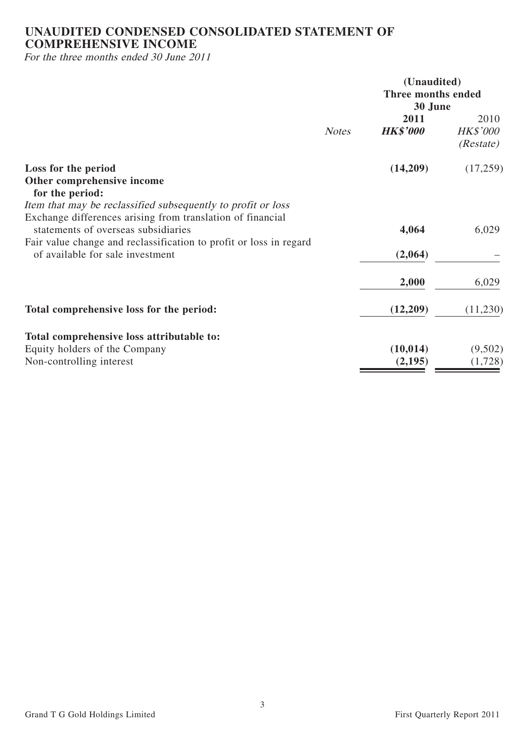# UNAUDITED CONDENSED CONSOLIDATED STATEMENT OF COMPREHENSIVE INCOME

*For the three months ended 30 June 2011*

| | Notes | (Unaudited) Three months ended 30 June 2011 HK$'000 | 2010 HK$'000 (Restate) |
|---|---|---|---|
| **Loss for the period** | | **(14,209)** | (17,259) |
| **Other comprehensive income for the period:** | | | |
| *Item that may be reclassified subsequently to profit or loss* | | | |
| Exchange differences arising from translation of financial statements of overseas subsidiaries | | **4,064** | 6,029 |
| Fair value change and reclassification to profit or loss in regard of available for sale investment | | **(2,064)** | – |
| | | **2,000** | 6,029 |
| **Total comprehensive loss for the period:** | | **(12,209)** | (11,230) |
| **Total comprehensive loss attributable to:** | | | |
| Equity holders of the Company | | **(10,014)** | (9,502) |
| Non-controlling interest | | **(2,195)** | (1,728) |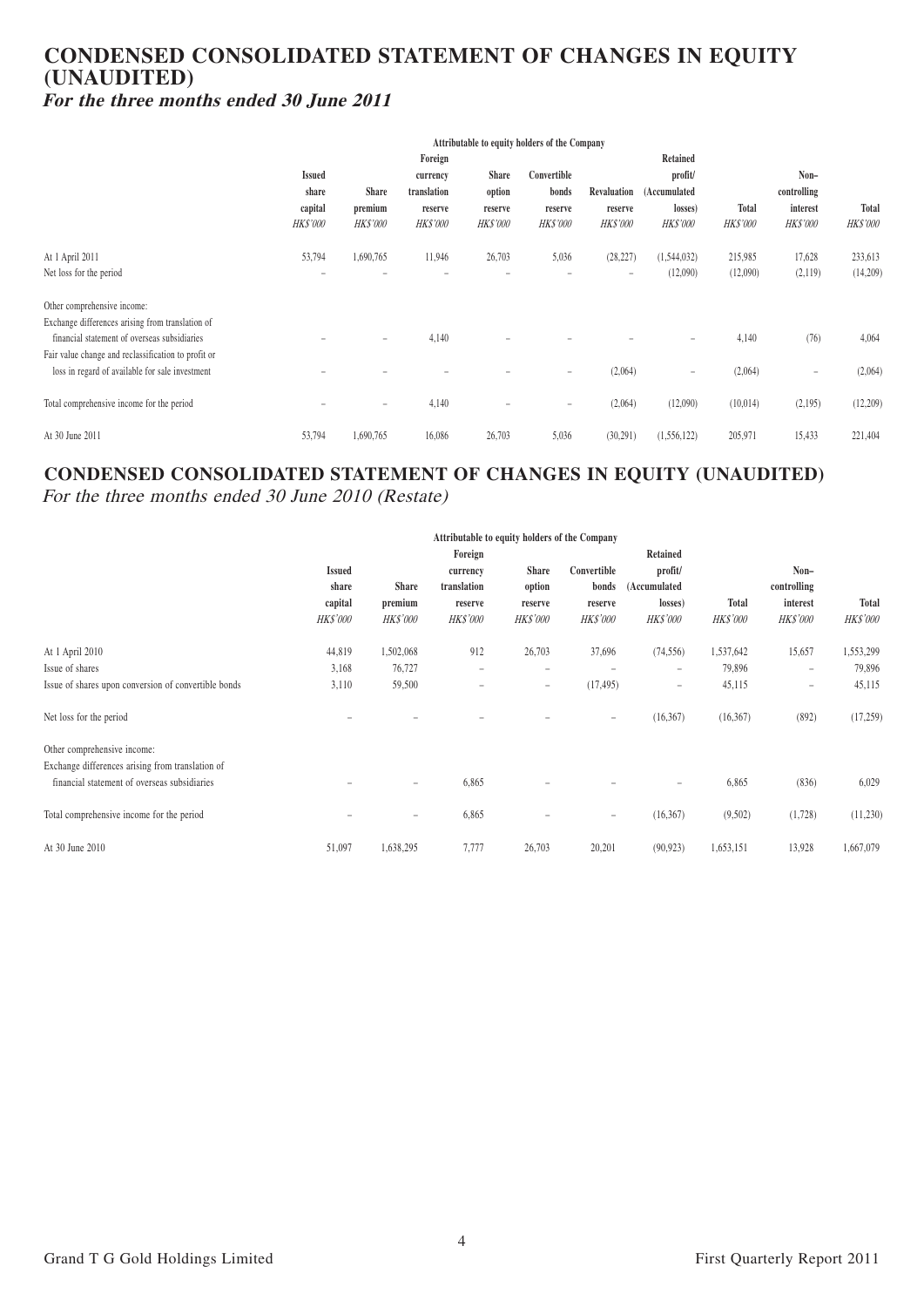# CONDENSED CONSOLIDATED STATEMENT OF CHANGES IN EQUITY (UNAUDITED)

***For the three months ended 30 June 2011***

| | Attributable to equity holders of the Company | | | | | | | | | |
|---|---|---|---|---|---|---|---|---|---|---|
| | Issued share capital | Share premium | Foreign currency translation reserve | Share option reserve | Convertible bonds reserve | Revaluation reserve | Retained profit/ (Accumulated losses) | Total | Non–controlling interest | Total |
| | *HK$'000* | *HK$'000* | *HK$'000* | *HK$'000* | *HK$'000* | *HK$'000* | *HK$'000* | *HK$'000* | *HK$'000* | *HK$'000* |
| At 1 April 2011 | 53,794 | 1,690,765 | 11,946 | 26,703 | 5,036 | (28,227) | (1,544,032) | 215,985 | 17,628 | 233,613 |
| Net loss for the period | – | – | – | – | – | – | (12,090) | (12,090) | (2,119) | (14,209) |
| Other comprehensive income: | | | | | | | | | | |
| Exchange differences arising from translation of financial statement of overseas subsidiaries | – | – | 4,140 | – | – | – | – | 4,140 | (76) | 4,064 |
| Fair value change and reclassification to profit or loss in regard of available for sale investment | – | – | – | – | – | (2,064) | – | (2,064) | – | (2,064) |
| Total comprehensive income for the period | – | – | 4,140 | – | – | (2,064) | (12,090) | (10,014) | (2,195) | (12,209) |
| At 30 June 2011 | 53,794 | 1,690,765 | 16,086 | 26,703 | 5,036 | (30,291) | (1,556,122) | 205,971 | 15,433 | 221,404 |

# CONDENSED CONSOLIDATED STATEMENT OF CHANGES IN EQUITY (UNAUDITED)

*For the three months ended 30 June 2010 (Restate)*

| | Attributable to equity holders of the Company | | | | | | | | |
|---|---|---|---|---|---|---|---|---|---|
| | Issued share capital | Share premium | Foreign currency translation reserve | Share option reserve | Convertible bonds reserve | Retained profit/ (Accumulated losses) | Total | Non–controlling interest | Total |
| | *HK$'000* | *HK$'000* | *HK$'000* | *HK$'000* | *HK$'000* | *HK$'000* | *HK$'000* | *HK$'000* | *HK$'000* |
| At 1 April 2010 | 44,819 | 1,502,068 | 912 | 26,703 | 37,696 | (74,556) | 1,537,642 | 15,657 | 1,553,299 |
| Issue of shares | 3,168 | 76,727 | – | – | – | – | 79,896 | – | 79,896 |
| Issue of shares upon conversion of convertible bonds | 3,110 | 59,500 | – | – | (17,495) | – | 45,115 | – | 45,115 |
| Net loss for the period | – | – | – | – | – | (16,367) | (16,367) | (892) | (17,259) |
| Other comprehensive income: | | | | | | | | | |
| Exchange differences arising from translation of financial statement of overseas subsidiaries | – | – | 6,865 | – | – | – | 6,865 | (836) | 6,029 |
| Total comprehensive income for the period | – | – | 6,865 | – | – | (16,367) | (9,502) | (1,728) | (11,230) |
| At 30 June 2010 | 51,097 | 1,638,295 | 7,777 | 26,703 | 20,201 | (90,923) | 1,653,151 | 13,928 | 1,667,079 |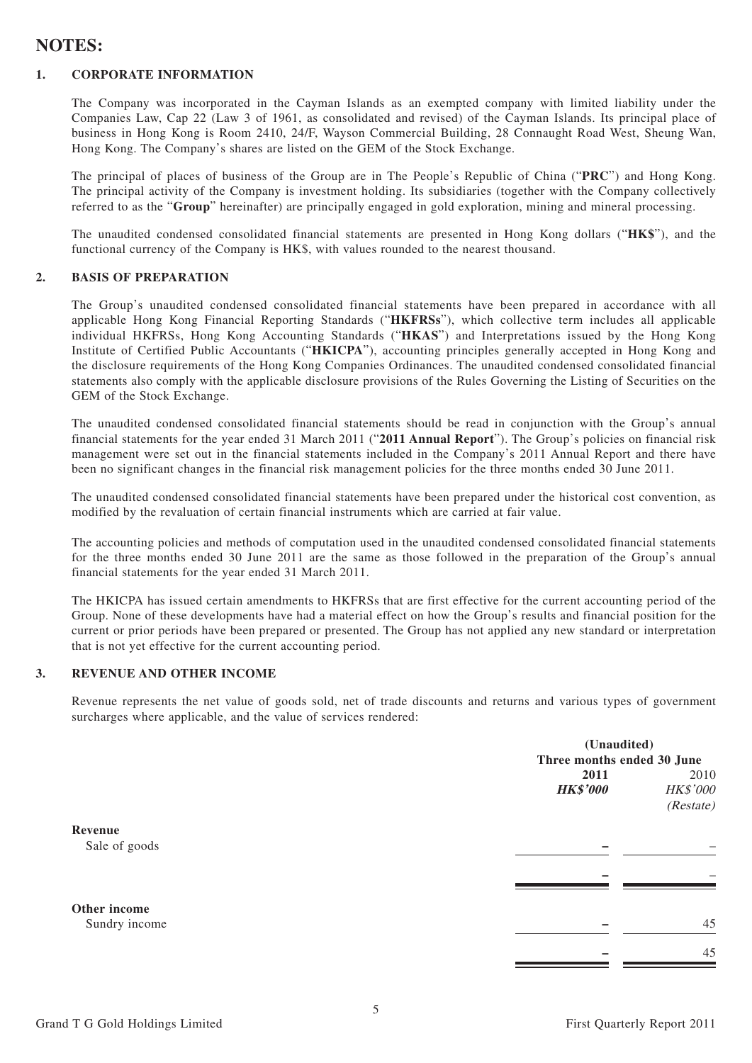# NOTES:

## 1. CORPORATE INFORMATION

The Company was incorporated in the Cayman Islands as an exempted company with limited liability under the Companies Law, Cap 22 (Law 3 of 1961, as consolidated and revised) of the Cayman Islands. Its principal place of business in Hong Kong is Room 2410, 24/F, Wayson Commercial Building, 28 Connaught Road West, Sheung Wan, Hong Kong. The Company's shares are listed on the GEM of the Stock Exchange.

The principal of places of business of the Group are in The People's Republic of China ("**PRC**") and Hong Kong. The principal activity of the Company is investment holding. Its subsidiaries (together with the Company collectively referred to as the "**Group**" hereinafter) are principally engaged in gold exploration, mining and mineral processing.

The unaudited condensed consolidated financial statements are presented in Hong Kong dollars ("**HK$**"), and the functional currency of the Company is HK$, with values rounded to the nearest thousand.

## 2. BASIS OF PREPARATION

The Group's unaudited condensed consolidated financial statements have been prepared in accordance with all applicable Hong Kong Financial Reporting Standards ("**HKFRSs**"), which collective term includes all applicable individual HKFRSs, Hong Kong Accounting Standards ("**HKAS**") and Interpretations issued by the Hong Kong Institute of Certified Public Accountants ("**HKICPA**"), accounting principles generally accepted in Hong Kong and the disclosure requirements of the Hong Kong Companies Ordinances. The unaudited condensed consolidated financial statements also comply with the applicable disclosure provisions of the Rules Governing the Listing of Securities on the GEM of the Stock Exchange.

The unaudited condensed consolidated financial statements should be read in conjunction with the Group's annual financial statements for the year ended 31 March 2011 ("**2011 Annual Report**"). The Group's policies on financial risk management were set out in the financial statements included in the Company's 2011 Annual Report and there have been no significant changes in the financial risk management policies for the three months ended 30 June 2011.

The unaudited condensed consolidated financial statements have been prepared under the historical cost convention, as modified by the revaluation of certain financial instruments which are carried at fair value.

The accounting policies and methods of computation used in the unaudited condensed consolidated financial statements for the three months ended 30 June 2011 are the same as those followed in the preparation of the Group's annual financial statements for the year ended 31 March 2011.

The HKICPA has issued certain amendments to HKFRSs that are first effective for the current accounting period of the Group. None of these developments have had a material effect on how the Group's results and financial position for the current or prior periods have been prepared or presented. The Group has not applied any new standard or interpretation that is not yet effective for the current accounting period.

## 3. REVENUE AND OTHER INCOME

Revenue represents the net value of goods sold, net of trade discounts and returns and various types of government surcharges where applicable, and the value of services rendered:

| | (Unaudited) Three months ended 30 June | |
|---|---|---|
| | **2011** | 2010 |
| | ***HK$'000*** | *HK$'000* |
| | | *(Restate)* |
| **Revenue** | | |
| Sale of goods | **–** | – |
| | **–** | – |
| **Other income** | | |
| Sundry income | **–** | 45 |
| | **–** | 45 |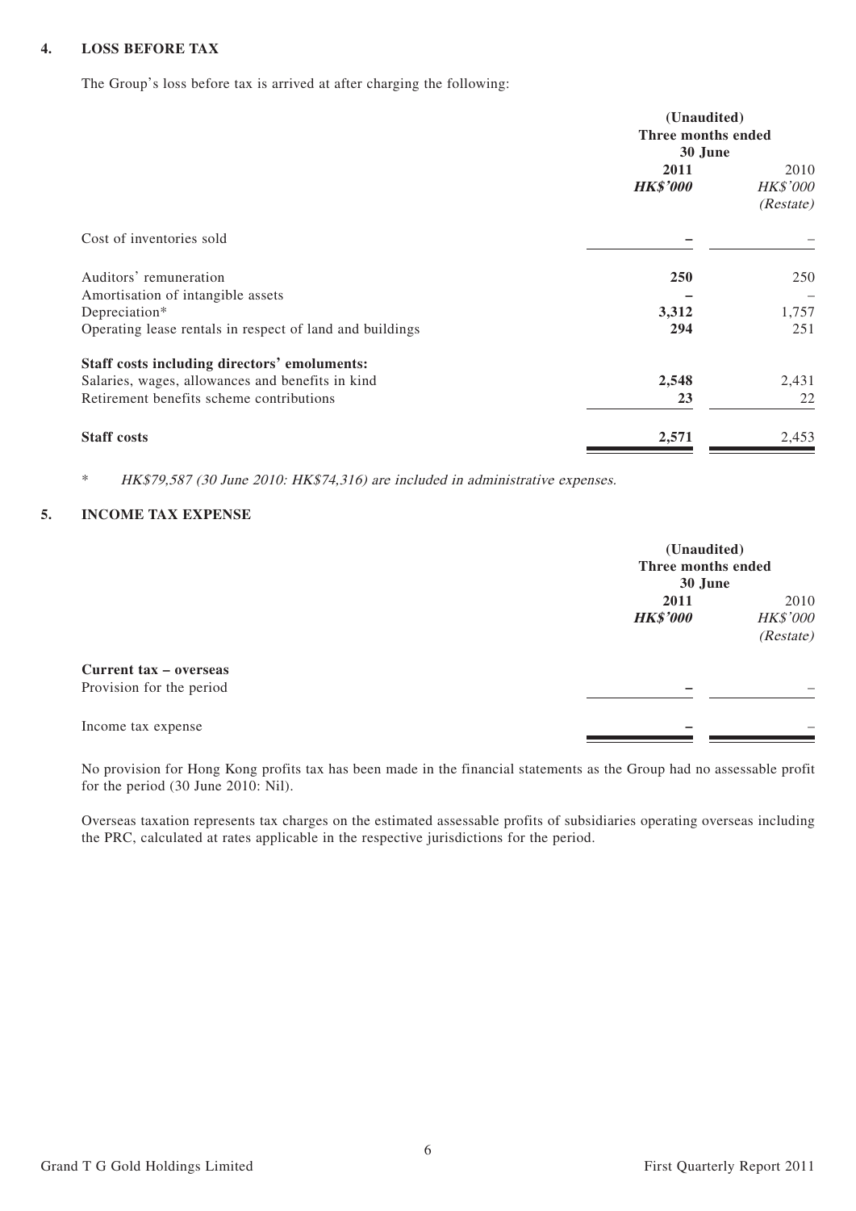## 4. LOSS BEFORE TAX

The Group's loss before tax is arrived at after charging the following:

| | (Unaudited) Three months ended 30 June | |
|---|---|---|
| | **2011** | 2010 |
| | ***HK$'000*** | *HK$'000* |
| | | *(Restate)* |
| Cost of inventories sold | **–** | – |
| Auditors' remuneration | **250** | 250 |
| Amortisation of intangible assets | **–** | – |
| Depreciation* | **3,312** | 1,757 |
| Operating lease rentals in respect of land and buildings | **294** | 251 |
| **Staff costs including directors' emoluments:** | | |
| Salaries, wages, allowances and benefits in kind | **2,548** | 2,431 |
| Retirement benefits scheme contributions | **23** | 22 |
| **Staff costs** | **2,571** | 2,453 |

\* *HK$79,587 (30 June 2010: HK$74,316) are included in administrative expenses.*

## 5. INCOME TAX EXPENSE

| | (Unaudited) Three months ended 30 June | |
|---|---|---|
| | **2011** | 2010 |
| | ***HK$'000*** | *HK$'000* |
| | | *(Restate)* |
| **Current tax – overseas** | | |
| Provision for the period | **–** | – |
| Income tax expense | **–** | – |

No provision for Hong Kong profits tax has been made in the financial statements as the Group had no assessable profit for the period (30 June 2010: Nil).

Overseas taxation represents tax charges on the estimated assessable profits of subsidiaries operating overseas including the PRC, calculated at rates applicable in the respective jurisdictions for the period.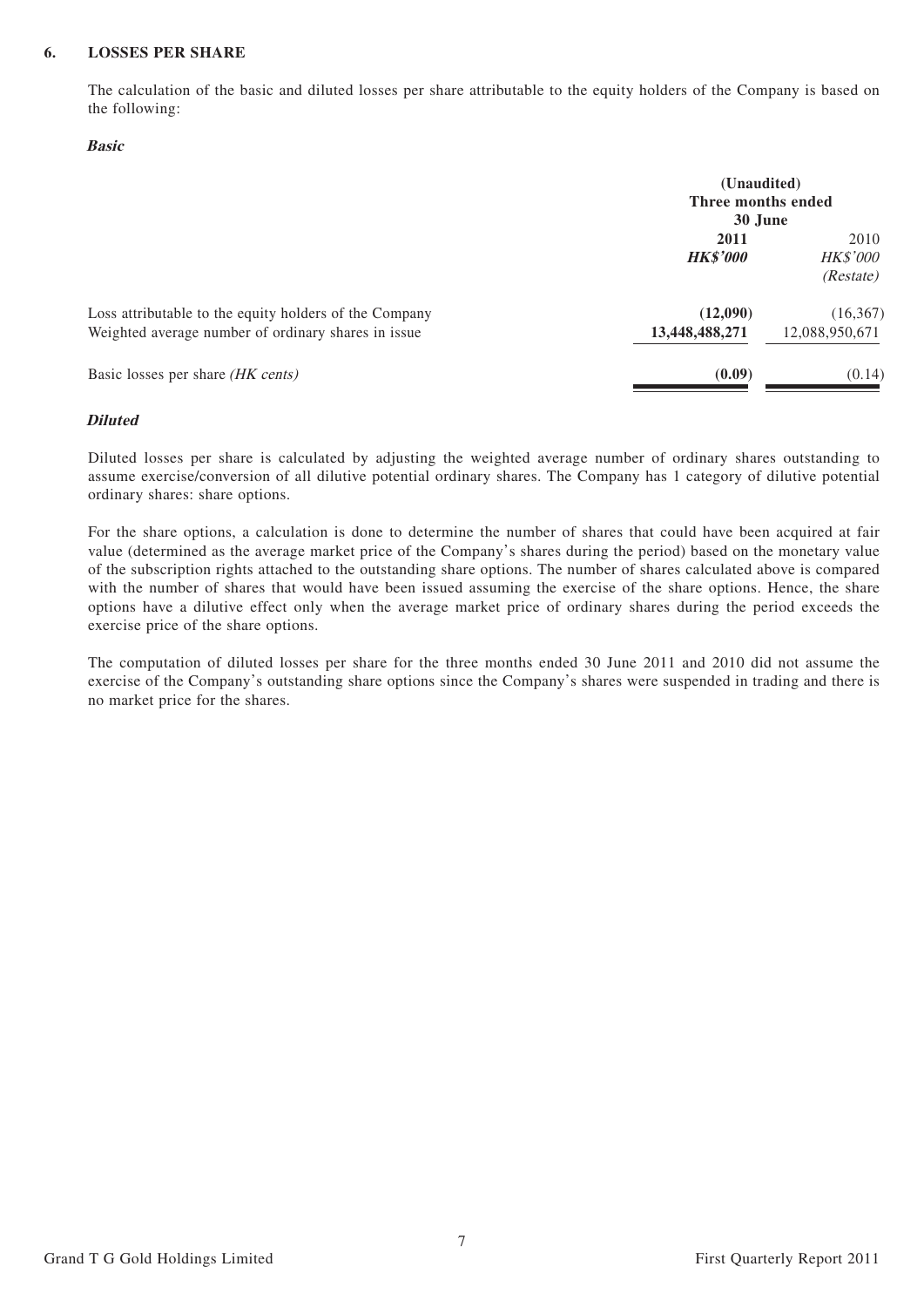### 6. LOSSES PER SHARE

The calculation of the basic and diluted losses per share attributable to the equity holders of the Company is based on the following:

***Basic***

| | (Unaudited) Three months ended 30 June | |
|---|---|---|
| | **2011** | 2010 |
| | ***HK$'000*** | *HK$'000* |
| | | *(Restate)* |
| Loss attributable to the equity holders of the Company | **(12,090)** | (16,367) |
| Weighted average number of ordinary shares in issue | **13,448,488,271** | 12,088,950,671 |
| Basic losses per share *(HK cents)* | **(0.09)** | (0.14) |

***Diluted***

Diluted losses per share is calculated by adjusting the weighted average number of ordinary shares outstanding to assume exercise/conversion of all dilutive potential ordinary shares. The Company has 1 category of dilutive potential ordinary shares: share options.

For the share options, a calculation is done to determine the number of shares that could have been acquired at fair value (determined as the average market price of the Company's shares during the period) based on the monetary value of the subscription rights attached to the outstanding share options. The number of shares calculated above is compared with the number of shares that would have been issued assuming the exercise of the share options. Hence, the share options have a dilutive effect only when the average market price of ordinary shares during the period exceeds the exercise price of the share options.

The computation of diluted losses per share for the three months ended 30 June 2011 and 2010 did not assume the exercise of the Company's outstanding share options since the Company's shares were suspended in trading and there is no market price for the shares.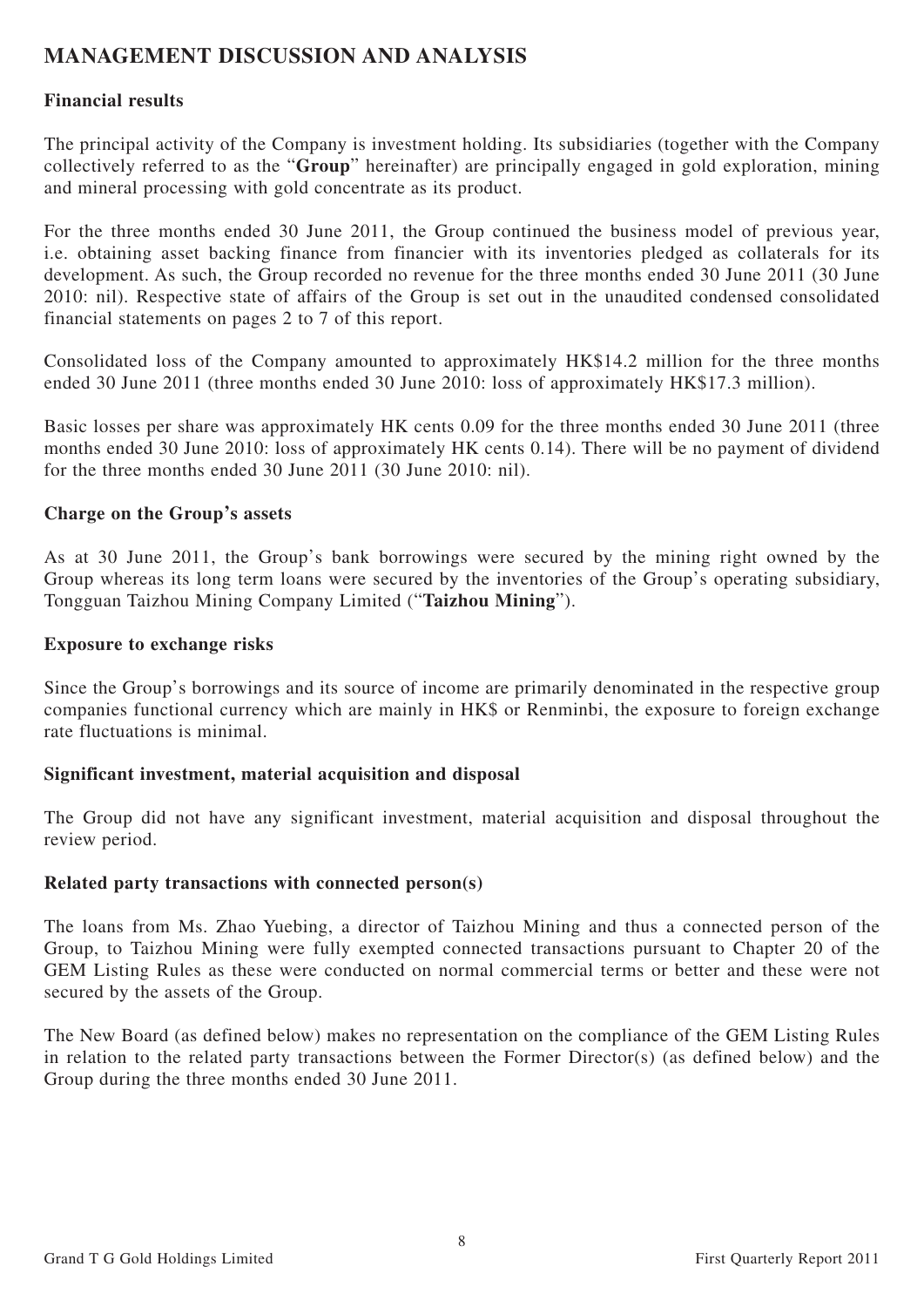# MANAGEMENT DISCUSSION AND ANALYSIS

**Financial results**

The principal activity of the Company is investment holding. Its subsidiaries (together with the Company collectively referred to as the "**Group**" hereinafter) are principally engaged in gold exploration, mining and mineral processing with gold concentrate as its product.

For the three months ended 30 June 2011, the Group continued the business model of previous year, i.e. obtaining asset backing finance from financier with its inventories pledged as collaterals for its development. As such, the Group recorded no revenue for the three months ended 30 June 2011 (30 June 2010: nil). Respective state of affairs of the Group is set out in the unaudited condensed consolidated financial statements on pages 2 to 7 of this report.

Consolidated loss of the Company amounted to approximately HK$14.2 million for the three months ended 30 June 2011 (three months ended 30 June 2010: loss of approximately HK$17.3 million).

Basic losses per share was approximately HK cents 0.09 for the three months ended 30 June 2011 (three months ended 30 June 2010: loss of approximately HK cents 0.14). There will be no payment of dividend for the three months ended 30 June 2011 (30 June 2010: nil).

**Charge on the Group's assets**

As at 30 June 2011, the Group's bank borrowings were secured by the mining right owned by the Group whereas its long term loans were secured by the inventories of the Group's operating subsidiary, Tongguan Taizhou Mining Company Limited ("**Taizhou Mining**").

**Exposure to exchange risks**

Since the Group's borrowings and its source of income are primarily denominated in the respective group companies functional currency which are mainly in HK$ or Renminbi, the exposure to foreign exchange rate fluctuations is minimal.

**Significant investment, material acquisition and disposal**

The Group did not have any significant investment, material acquisition and disposal throughout the review period.

**Related party transactions with connected person(s)**

The loans from Ms. Zhao Yuebing, a director of Taizhou Mining and thus a connected person of the Group, to Taizhou Mining were fully exempted connected transactions pursuant to Chapter 20 of the GEM Listing Rules as these were conducted on normal commercial terms or better and these were not secured by the assets of the Group.

The New Board (as defined below) makes no representation on the compliance of the GEM Listing Rules in relation to the related party transactions between the Former Director(s) (as defined below) and the Group during the three months ended 30 June 2011.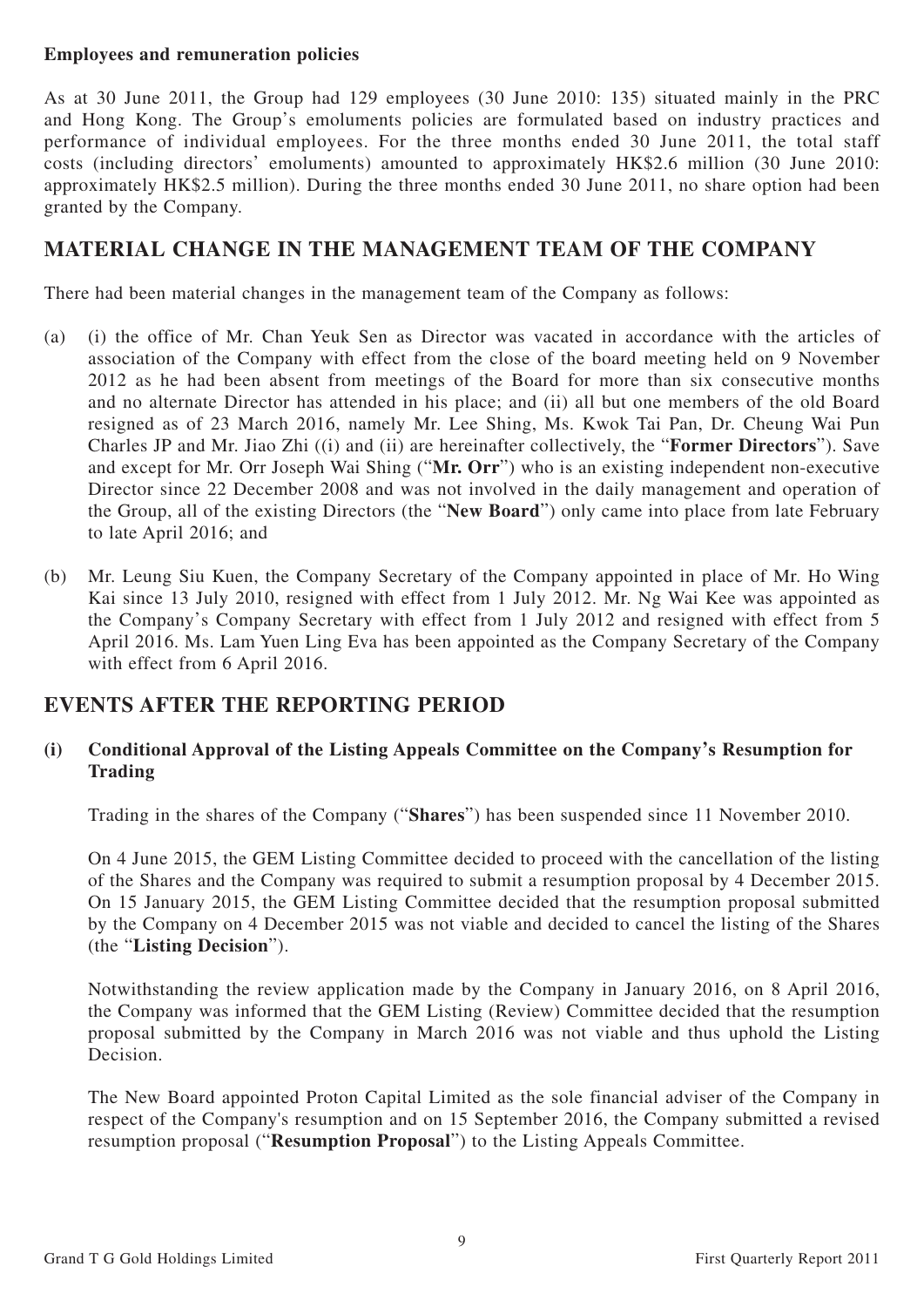**Employees and remuneration policies**

As at 30 June 2011, the Group had 129 employees (30 June 2010: 135) situated mainly in the PRC and Hong Kong. The Group's emoluments policies are formulated based on industry practices and performance of individual employees. For the three months ended 30 June 2011, the total staff costs (including directors' emoluments) amounted to approximately HK$2.6 million (30 June 2010: approximately HK$2.5 million). During the three months ended 30 June 2011, no share option had been granted by the Company.

## MATERIAL CHANGE IN THE MANAGEMENT TEAM OF THE COMPANY

There had been material changes in the management team of the Company as follows:

(a) (i) the office of Mr. Chan Yeuk Sen as Director was vacated in accordance with the articles of association of the Company with effect from the close of the board meeting held on 9 November 2012 as he had been absent from meetings of the Board for more than six consecutive months and no alternate Director has attended in his place; and (ii) all but one members of the old Board resigned as of 23 March 2016, namely Mr. Lee Shing, Ms. Kwok Tai Pan, Dr. Cheung Wai Pun Charles JP and Mr. Jiao Zhi ((i) and (ii) are hereinafter collectively, the "**Former Directors**"). Save and except for Mr. Orr Joseph Wai Shing ("**Mr. Orr**") who is an existing independent non-executive Director since 22 December 2008 and was not involved in the daily management and operation of the Group, all of the existing Directors (the "**New Board**") only came into place from late February to late April 2016; and

(b) Mr. Leung Siu Kuen, the Company Secretary of the Company appointed in place of Mr. Ho Wing Kai since 13 July 2010, resigned with effect from 1 July 2012. Mr. Ng Wai Kee was appointed as the Company's Company Secretary with effect from 1 July 2012 and resigned with effect from 5 April 2016. Ms. Lam Yuen Ling Eva has been appointed as the Company Secretary of the Company with effect from 6 April 2016.

## EVENTS AFTER THE REPORTING PERIOD

### (i) Conditional Approval of the Listing Appeals Committee on the Company's Resumption for Trading

Trading in the shares of the Company ("**Shares**") has been suspended since 11 November 2010.

On 4 June 2015, the GEM Listing Committee decided to proceed with the cancellation of the listing of the Shares and the Company was required to submit a resumption proposal by 4 December 2015. On 15 January 2015, the GEM Listing Committee decided that the resumption proposal submitted by the Company on 4 December 2015 was not viable and decided to cancel the listing of the Shares (the "**Listing Decision**").

Notwithstanding the review application made by the Company in January 2016, on 8 April 2016, the Company was informed that the GEM Listing (Review) Committee decided that the resumption proposal submitted by the Company in March 2016 was not viable and thus uphold the Listing Decision.

The New Board appointed Proton Capital Limited as the sole financial adviser of the Company in respect of the Company's resumption and on 15 September 2016, the Company submitted a revised resumption proposal ("**Resumption Proposal**") to the Listing Appeals Committee.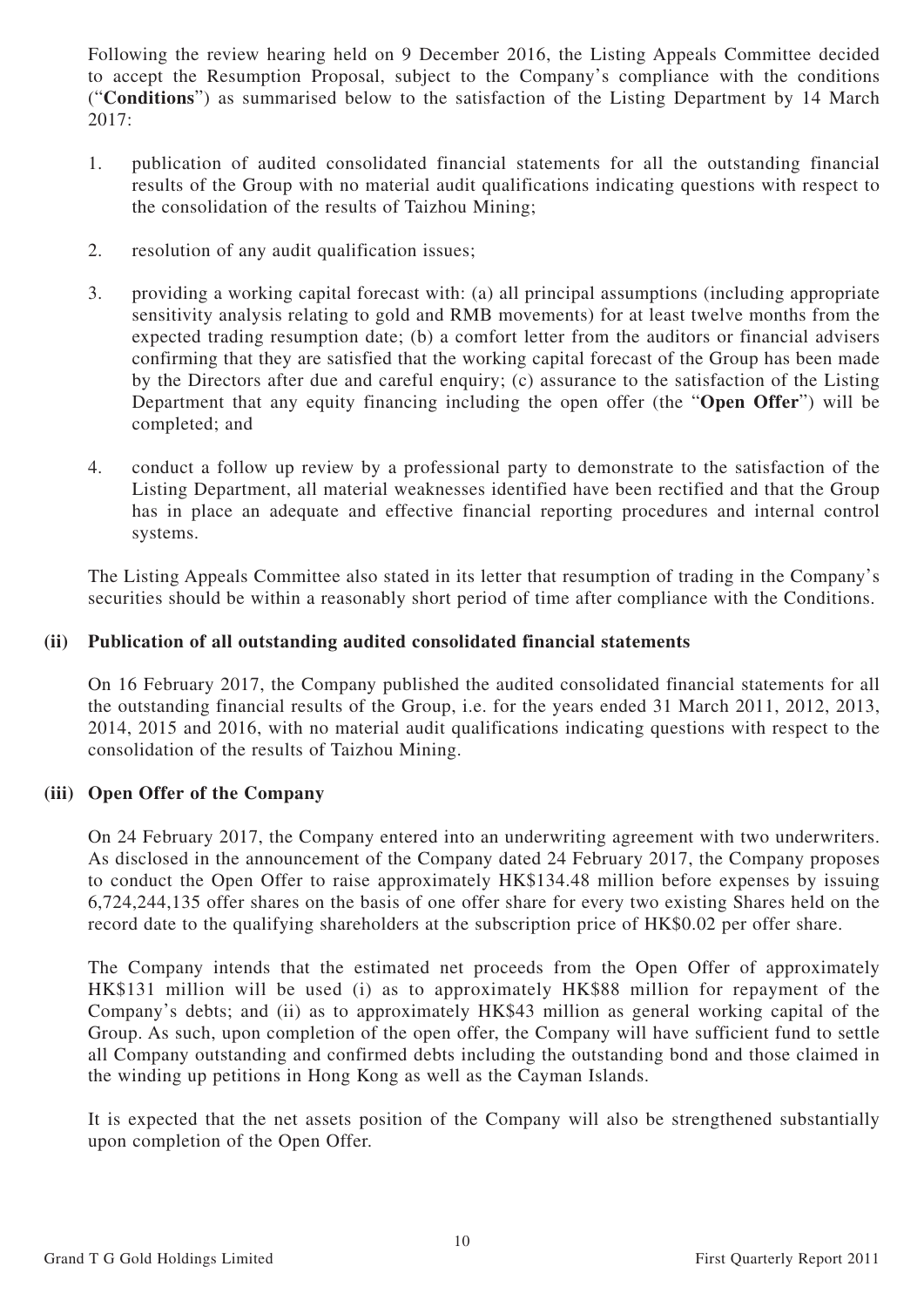Following the review hearing held on 9 December 2016, the Listing Appeals Committee decided to accept the Resumption Proposal, subject to the Company's compliance with the conditions ("**Conditions**") as summarised below to the satisfaction of the Listing Department by 14 March 2017:

1. publication of audited consolidated financial statements for all the outstanding financial results of the Group with no material audit qualifications indicating questions with respect to the consolidation of the results of Taizhou Mining;

2. resolution of any audit qualification issues;

3. providing a working capital forecast with: (a) all principal assumptions (including appropriate sensitivity analysis relating to gold and RMB movements) for at least twelve months from the expected trading resumption date; (b) a comfort letter from the auditors or financial advisers confirming that they are satisfied that the working capital forecast of the Group has been made by the Directors after due and careful enquiry; (c) assurance to the satisfaction of the Listing Department that any equity financing including the open offer (the "**Open Offer**") will be completed; and

4. conduct a follow up review by a professional party to demonstrate to the satisfaction of the Listing Department, all material weaknesses identified have been rectified and that the Group has in place an adequate and effective financial reporting procedures and internal control systems.

The Listing Appeals Committee also stated in its letter that resumption of trading in the Company's securities should be within a reasonably short period of time after compliance with the Conditions.

### (ii) Publication of all outstanding audited consolidated financial statements

On 16 February 2017, the Company published the audited consolidated financial statements for all the outstanding financial results of the Group, i.e. for the years ended 31 March 2011, 2012, 2013, 2014, 2015 and 2016, with no material audit qualifications indicating questions with respect to the consolidation of the results of Taizhou Mining.

### (iii) Open Offer of the Company

On 24 February 2017, the Company entered into an underwriting agreement with two underwriters. As disclosed in the announcement of the Company dated 24 February 2017, the Company proposes to conduct the Open Offer to raise approximately HK$134.48 million before expenses by issuing 6,724,244,135 offer shares on the basis of one offer share for every two existing Shares held on the record date to the qualifying shareholders at the subscription price of HK$0.02 per offer share.

The Company intends that the estimated net proceeds from the Open Offer of approximately HK$131 million will be used (i) as to approximately HK$88 million for repayment of the Company's debts; and (ii) as to approximately HK$43 million as general working capital of the Group. As such, upon completion of the open offer, the Company will have sufficient fund to settle all Company outstanding and confirmed debts including the outstanding bond and those claimed in the winding up petitions in Hong Kong as well as the Cayman Islands.

It is expected that the net assets position of the Company will also be strengthened substantially upon completion of the Open Offer.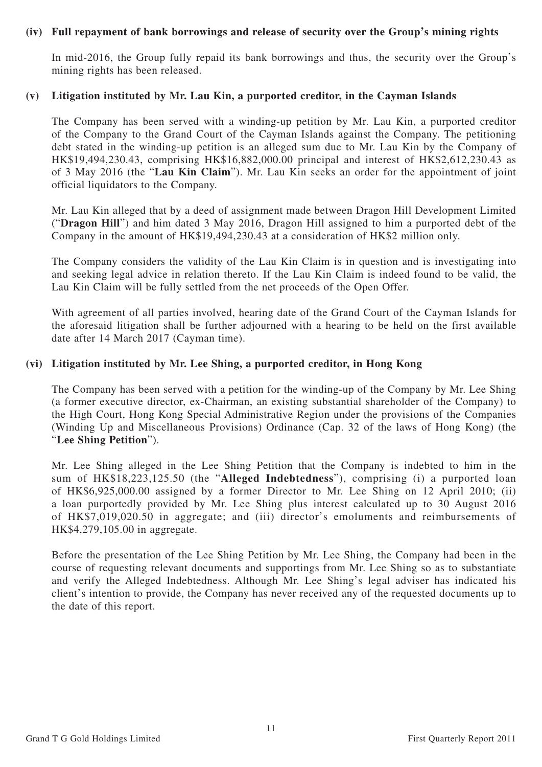**(iv) Full repayment of bank borrowings and release of security over the Group's mining rights**

In mid-2016, the Group fully repaid its bank borrowings and thus, the security over the Group's mining rights has been released.

**(v) Litigation instituted by Mr. Lau Kin, a purported creditor, in the Cayman Islands**

The Company has been served with a winding-up petition by Mr. Lau Kin, a purported creditor of the Company to the Grand Court of the Cayman Islands against the Company. The petitioning debt stated in the winding-up petition is an alleged sum due to Mr. Lau Kin by the Company of HK$19,494,230.43, comprising HK$16,882,000.00 principal and interest of HK$2,612,230.43 as of 3 May 2016 (the "**Lau Kin Claim**"). Mr. Lau Kin seeks an order for the appointment of joint official liquidators to the Company.

Mr. Lau Kin alleged that by a deed of assignment made between Dragon Hill Development Limited ("**Dragon Hill**") and him dated 3 May 2016, Dragon Hill assigned to him a purported debt of the Company in the amount of HK$19,494,230.43 at a consideration of HK$2 million only.

The Company considers the validity of the Lau Kin Claim is in question and is investigating into and seeking legal advice in relation thereto. If the Lau Kin Claim is indeed found to be valid, the Lau Kin Claim will be fully settled from the net proceeds of the Open Offer.

With agreement of all parties involved, hearing date of the Grand Court of the Cayman Islands for the aforesaid litigation shall be further adjourned with a hearing to be held on the first available date after 14 March 2017 (Cayman time).

**(vi) Litigation instituted by Mr. Lee Shing, a purported creditor, in Hong Kong**

The Company has been served with a petition for the winding-up of the Company by Mr. Lee Shing (a former executive director, ex-Chairman, an existing substantial shareholder of the Company) to the High Court, Hong Kong Special Administrative Region under the provisions of the Companies (Winding Up and Miscellaneous Provisions) Ordinance (Cap. 32 of the laws of Hong Kong) (the "**Lee Shing Petition**").

Mr. Lee Shing alleged in the Lee Shing Petition that the Company is indebted to him in the sum of HK$18,223,125.50 (the "**Alleged Indebtedness**"), comprising (i) a purported loan of HK$6,925,000.00 assigned by a former Director to Mr. Lee Shing on 12 April 2010; (ii) a loan purportedly provided by Mr. Lee Shing plus interest calculated up to 30 August 2016 of HK$7,019,020.50 in aggregate; and (iii) director's emoluments and reimbursements of HK$4,279,105.00 in aggregate.

Before the presentation of the Lee Shing Petition by Mr. Lee Shing, the Company had been in the course of requesting relevant documents and supportings from Mr. Lee Shing so as to substantiate and verify the Alleged Indebtedness. Although Mr. Lee Shing's legal adviser has indicated his client's intention to provide, the Company has never received any of the requested documents up to the date of this report.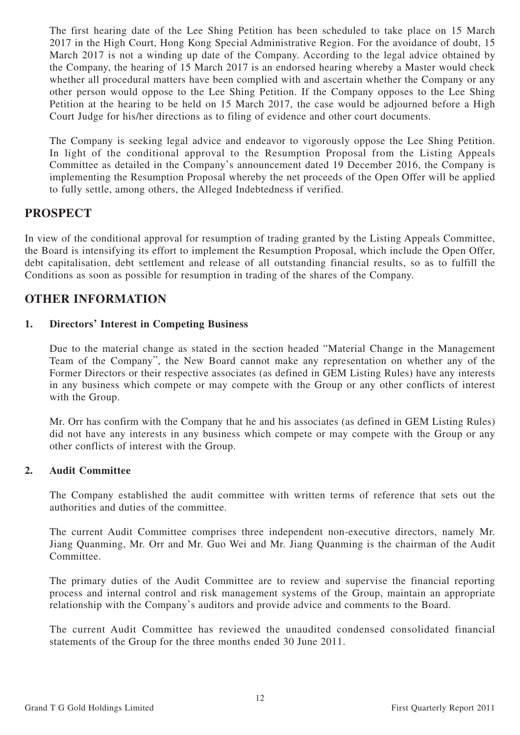The first hearing date of the Lee Shing Petition has been scheduled to take place on 15 March 2017 in the High Court, Hong Kong Special Administrative Region. For the avoidance of doubt, 15 March 2017 is not a winding up date of the Company. According to the legal advice obtained by the Company, the hearing of 15 March 2017 is an endorsed hearing whereby a Master would check whether all procedural matters have been complied with and ascertain whether the Company or any other person would oppose to the Lee Shing Petition. If the Company opposes to the Lee Shing Petition at the hearing to be held on 15 March 2017, the case would be adjourned before a High Court Judge for his/her directions as to filing of evidence and other court documents.

The Company is seeking legal advice and endeavor to vigorously oppose the Lee Shing Petition. In light of the conditional approval to the Resumption Proposal from the Listing Appeals Committee as detailed in the Company's announcement dated 19 December 2016, the Company is implementing the Resumption Proposal whereby the net proceeds of the Open Offer will be applied to fully settle, among others, the Alleged Indebtedness if verified.

## PROSPECT

In view of the conditional approval for resumption of trading granted by the Listing Appeals Committee, the Board is intensifying its effort to implement the Resumption Proposal, which include the Open Offer, debt capitalisation, debt settlement and release of all outstanding financial results, so as to fulfill the Conditions as soon as possible for resumption in trading of the shares of the Company.

## OTHER INFORMATION

### 1. Directors' Interest in Competing Business

Due to the material change as stated in the section headed "Material Change in the Management Team of the Company", the New Board cannot make any representation on whether any of the Former Directors or their respective associates (as defined in GEM Listing Rules) have any interests in any business which compete or may compete with the Group or any other conflicts of interest with the Group.

Mr. Orr has confirm with the Company that he and his associates (as defined in GEM Listing Rules) did not have any interests in any business which compete or may compete with the Group or any other conflicts of interest with the Group.

### 2. Audit Committee

The Company established the audit committee with written terms of reference that sets out the authorities and duties of the committee.

The current Audit Committee comprises three independent non-executive directors, namely Mr. Jiang Quanming, Mr. Orr and Mr. Guo Wei and Mr. Jiang Quanming is the chairman of the Audit Committee.

The primary duties of the Audit Committee are to review and supervise the financial reporting process and internal control and risk management systems of the Group, maintain an appropriate relationship with the Company's auditors and provide advice and comments to the Board.

The current Audit Committee has reviewed the unaudited condensed consolidated financial statements of the Group for the three months ended 30 June 2011.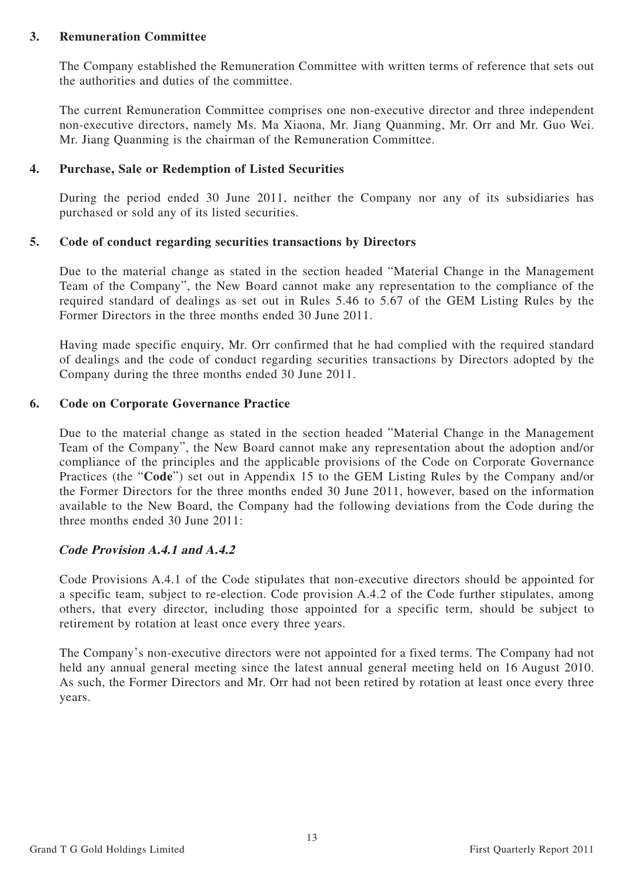**3. Remuneration Committee**

The Company established the Remuneration Committee with written terms of reference that sets out the authorities and duties of the committee.

The current Remuneration Committee comprises one non-executive director and three independent non-executive directors, namely Ms. Ma Xiaona, Mr. Jiang Quanming, Mr. Orr and Mr. Guo Wei. Mr. Jiang Quanming is the chairman of the Remuneration Committee.

**4. Purchase, Sale or Redemption of Listed Securities**

During the period ended 30 June 2011, neither the Company nor any of its subsidiaries has purchased or sold any of its listed securities.

**5. Code of conduct regarding securities transactions by Directors**

Due to the material change as stated in the section headed "Material Change in the Management Team of the Company", the New Board cannot make any representation to the compliance of the required standard of dealings as set out in Rules 5.46 to 5.67 of the GEM Listing Rules by the Former Directors in the three months ended 30 June 2011.

Having made specific enquiry, Mr. Orr confirmed that he had complied with the required standard of dealings and the code of conduct regarding securities transactions by Directors adopted by the Company during the three months ended 30 June 2011.

**6. Code on Corporate Governance Practice**

Due to the material change as stated in the section headed "Material Change in the Management Team of the Company", the New Board cannot make any representation about the adoption and/or compliance of the principles and the applicable provisions of the Code on Corporate Governance Practices (the "**Code**") set out in Appendix 15 to the GEM Listing Rules by the Company and/or the Former Directors for the three months ended 30 June 2011, however, based on the information available to the New Board, the Company had the following deviations from the Code during the three months ended 30 June 2011:

***Code Provision A.4.1 and A.4.2***

Code Provisions A.4.1 of the Code stipulates that non-executive directors should be appointed for a specific team, subject to re-election. Code provision A.4.2 of the Code further stipulates, among others, that every director, including those appointed for a specific term, should be subject to retirement by rotation at least once every three years.

The Company's non-executive directors were not appointed for a fixed terms. The Company had not held any annual general meeting since the latest annual general meeting held on 16 August 2010. As such, the Former Directors and Mr. Orr had not been retired by rotation at least once every three years.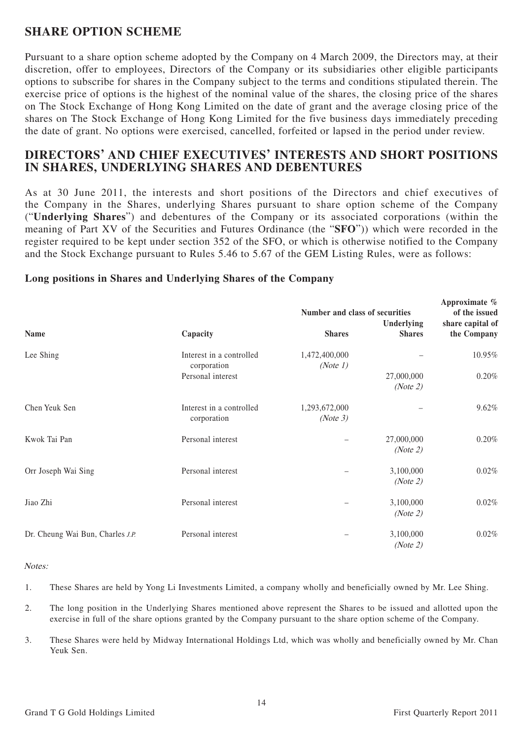## SHARE OPTION SCHEME

Pursuant to a share option scheme adopted by the Company on 4 March 2009, the Directors may, at their discretion, offer to employees, Directors of the Company or its subsidiaries other eligible participants options to subscribe for shares in the Company subject to the terms and conditions stipulated therein. The exercise price of options is the highest of the nominal value of the shares, the closing price of the shares on The Stock Exchange of Hong Kong Limited on the date of grant and the average closing price of the shares on The Stock Exchange of Hong Kong Limited for the five business days immediately preceding the date of grant. No options were exercised, cancelled, forfeited or lapsed in the period under review.

## DIRECTORS' AND CHIEF EXECUTIVES' INTERESTS AND SHORT POSITIONS IN SHARES, UNDERLYING SHARES AND DEBENTURES

As at 30 June 2011, the interests and short positions of the Directors and chief executives of the Company in the Shares, underlying Shares pursuant to share option scheme of the Company ("**Underlying Shares**") and debentures of the Company or its associated corporations (within the meaning of Part XV of the Securities and Futures Ordinance (the "**SFO**")) which were recorded in the register required to be kept under section 352 of the SFO, or which is otherwise notified to the Company and the Stock Exchange pursuant to Rules 5.46 to 5.67 of the GEM Listing Rules, were as follows:

### Long positions in Shares and Underlying Shares of the Company

| Name | Capacity | Number and class of securities | | Approximate % of the issued share capital of the Company |
|---|---|---|---|---|
| | | Shares | Underlying Shares | |
| Lee Shing | Interest in a controlled corporation | 1,472,400,000 *(Note 1)* | – | 10.95% |
| | Personal interest | | 27,000,000 *(Note 2)* | 0.20% |
| Chen Yeuk Sen | Interest in a controlled corporation | 1,293,672,000 *(Note 3)* | – | 9.62% |
| Kwok Tai Pan | Personal interest | – | 27,000,000 *(Note 2)* | 0.20% |
| Orr Joseph Wai Sing | Personal interest | – | 3,100,000 *(Note 2)* | 0.02% |
| Jiao Zhi | Personal interest | – | 3,100,000 *(Note 2)* | 0.02% |
| Dr. Cheung Wai Bun, Charles *J.P.* | Personal interest | – | 3,100,000 *(Note 2)* | 0.02% |

*Notes:*

1. These Shares are held by Yong Li Investments Limited, a company wholly and beneficially owned by Mr. Lee Shing.

2. The long position in the Underlying Shares mentioned above represent the Shares to be issued and allotted upon the exercise in full of the share options granted by the Company pursuant to the share option scheme of the Company.

3. These Shares were held by Midway International Holdings Ltd, which was wholly and beneficially owned by Mr. Chan Yeuk Sen.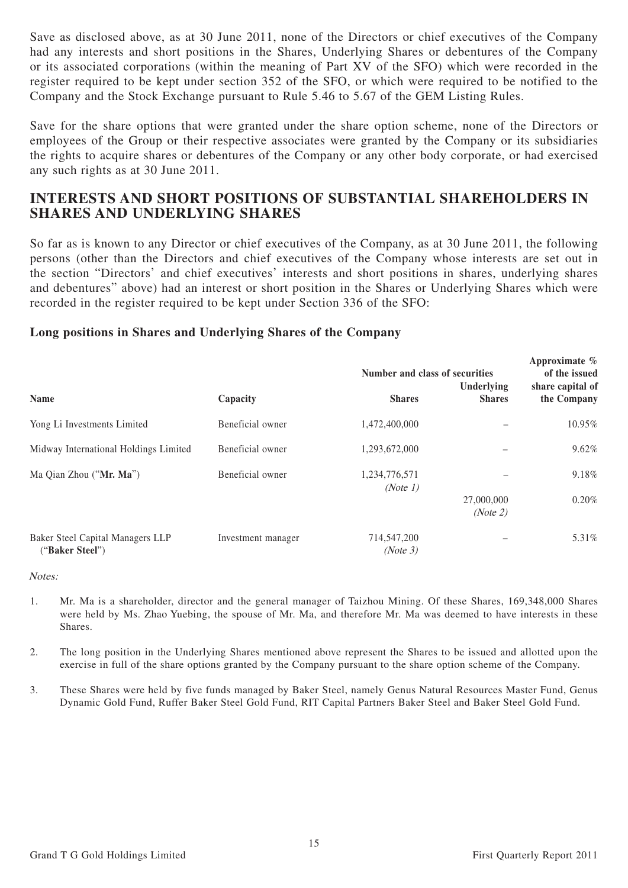Save as disclosed above, as at 30 June 2011, none of the Directors or chief executives of the Company had any interests and short positions in the Shares, Underlying Shares or debentures of the Company or its associated corporations (within the meaning of Part XV of the SFO) which were recorded in the register required to be kept under section 352 of the SFO, or which were required to be notified to the Company and the Stock Exchange pursuant to Rule 5.46 to 5.67 of the GEM Listing Rules.

Save for the share options that were granted under the share option scheme, none of the Directors or employees of the Group or their respective associates were granted by the Company or its subsidiaries the rights to acquire shares or debentures of the Company or any other body corporate, or had exercised any such rights as at 30 June 2011.

## INTERESTS AND SHORT POSITIONS OF SUBSTANTIAL SHAREHOLDERS IN SHARES AND UNDERLYING SHARES

So far as is known to any Director or chief executives of the Company, as at 30 June 2011, the following persons (other than the Directors and chief executives of the Company whose interests are set out in the section "Directors' and chief executives' interests and short positions in shares, underlying shares and debentures" above) had an interest or short position in the Shares or Underlying Shares which were recorded in the register required to be kept under Section 336 of the SFO:

### Long positions in Shares and Underlying Shares of the Company

| Name | Capacity | Number and class of securities | | Approximate % of the issued share capital of the Company |
|---|---|---|---|---|
| | | **Shares** | **Underlying Shares** | |
| Yong Li Investments Limited | Beneficial owner | 1,472,400,000 | – | 10.95% |
| Midway International Holdings Limited | Beneficial owner | 1,293,672,000 | – | 9.62% |
| Ma Qian Zhou ("**Mr. Ma**") | Beneficial owner | 1,234,776,571 *(Note 1)* | – | 9.18% |
| | | | 27,000,000 *(Note 2)* | 0.20% |
| Baker Steel Capital Managers LLP ("**Baker Steel**") | Investment manager | 714,547,200 *(Note 3)* | – | 5.31% |

*Notes:*

1. Mr. Ma is a shareholder, director and the general manager of Taizhou Mining. Of these Shares, 169,348,000 Shares were held by Ms. Zhao Yuebing, the spouse of Mr. Ma, and therefore Mr. Ma was deemed to have interests in these Shares.
2. The long position in the Underlying Shares mentioned above represent the Shares to be issued and allotted upon the exercise in full of the share options granted by the Company pursuant to the share option scheme of the Company.
3. These Shares were held by five funds managed by Baker Steel, namely Genus Natural Resources Master Fund, Genus Dynamic Gold Fund, Ruffer Baker Steel Gold Fund, RIT Capital Partners Baker Steel and Baker Steel Gold Fund.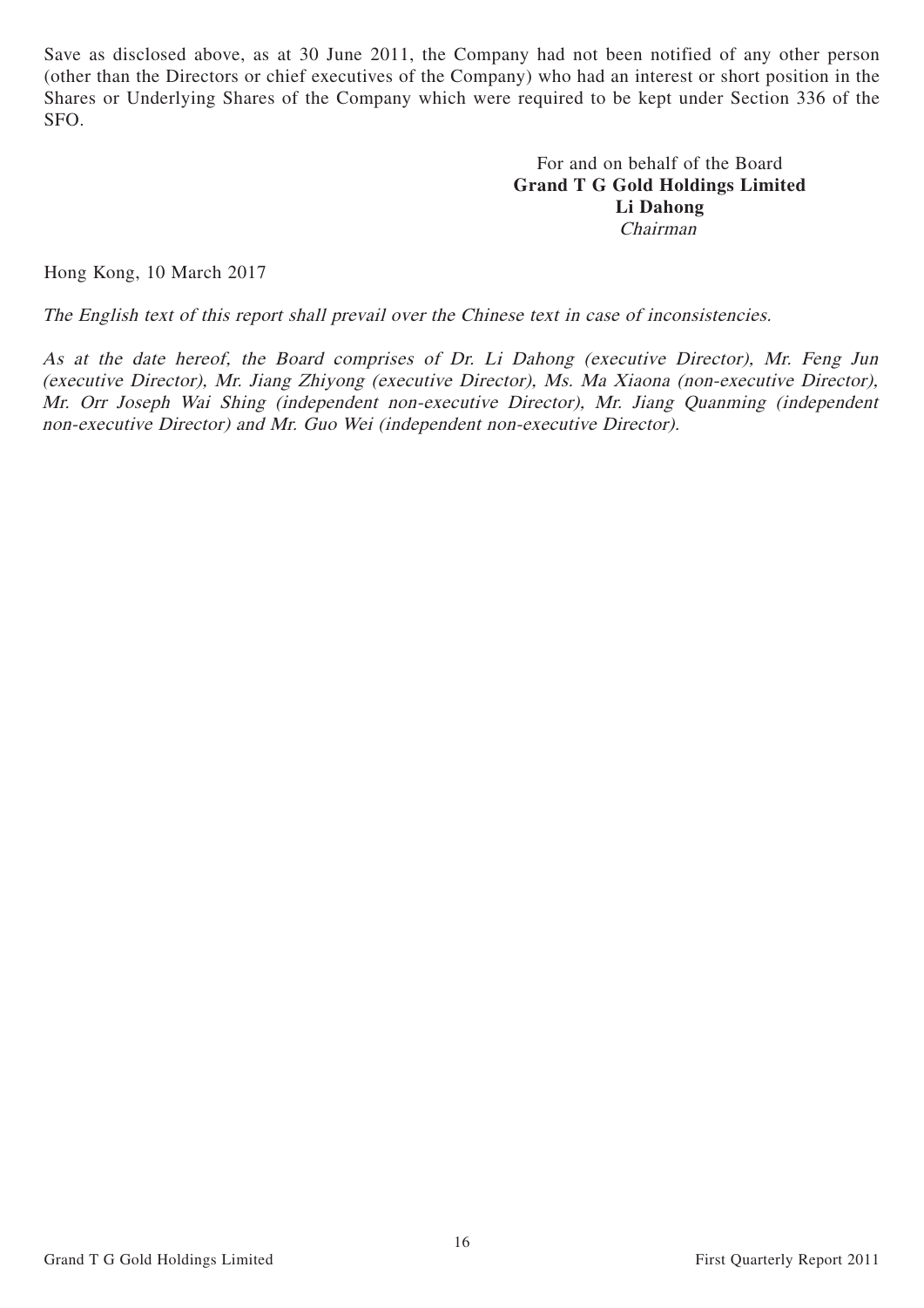Save as disclosed above, as at 30 June 2011, the Company had not been notified of any other person (other than the Directors or chief executives of the Company) who had an interest or short position in the Shares or Underlying Shares of the Company which were required to be kept under Section 336 of the SFO.

For and on behalf of the Board
**Grand T G Gold Holdings Limited**
**Li Dahong**
*Chairman*

Hong Kong, 10 March 2017

*The English text of this report shall prevail over the Chinese text in case of inconsistencies.*

*As at the date hereof, the Board comprises of Dr. Li Dahong (executive Director), Mr. Feng Jun (executive Director), Mr. Jiang Zhiyong (executive Director), Ms. Ma Xiaona (non-executive Director), Mr. Orr Joseph Wai Shing (independent non-executive Director), Mr. Jiang Quanming (independent non-executive Director) and Mr. Guo Wei (independent non-executive Director).*